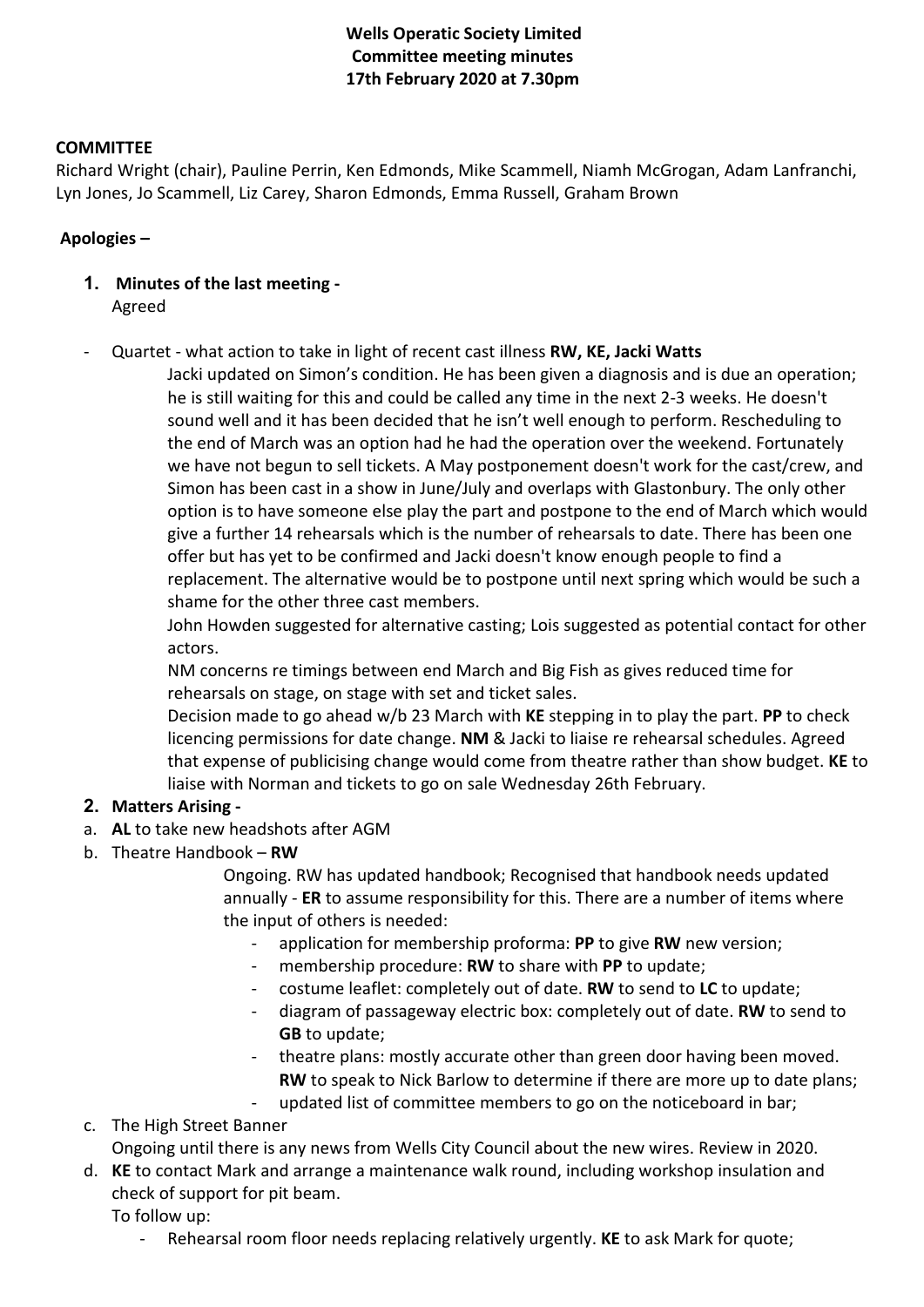**Wells Operatic Society Limited**
**Committee meeting minutes**
**17th February 2020 at 7.30pm**

**COMMITTEE**

Richard Wright (chair), Pauline Perrin, Ken Edmonds, Mike Scammell, Niamh McGrogan, Adam Lanfranchi, Lyn Jones, Jo Scammell, Liz Carey, Sharon Edmonds, Emma Russell, Graham Brown

**Apologies –**

1. **Minutes of the last meeting -**
   Agreed

- Quartet - what action to take in light of recent cast illness **RW, KE, Jacki Watts**

  Jacki updated on Simon's condition. He has been given a diagnosis and is due an operation; he is still waiting for this and could be called any time in the next 2-3 weeks. He doesn't sound well and it has been decided that he isn't well enough to perform. Rescheduling to the end of March was an option had he had the operation over the weekend. Fortunately we have not begun to sell tickets. A May postponement doesn't work for the cast/crew, and Simon has been cast in a show in June/July and overlaps with Glastonbury. The only other option is to have someone else play the part and postpone to the end of March which would give a further 14 rehearsals which is the number of rehearsals to date. There has been one offer but has yet to be confirmed and Jacki doesn't know enough people to find a replacement. The alternative would be to postpone until next spring which would be such a shame for the other three cast members.

  John Howden suggested for alternative casting; Lois suggested as potential contact for other actors.

  NM concerns re timings between end March and Big Fish as gives reduced time for rehearsals on stage, on stage with set and ticket sales.

  Decision made to go ahead w/b 23 March with **KE** stepping in to play the part. **PP** to check licencing permissions for date change. **NM** & Jacki to liaise re rehearsal schedules. Agreed that expense of publicising change would come from theatre rather than show budget. **KE** to liaise with Norman and tickets to go on sale Wednesday 26th February.

2. **Matters Arising -**

a. **AL** to take new headshots after AGM

b. Theatre Handbook – **RW**

   Ongoing. RW has updated handbook; Recognised that handbook needs updated annually - **ER** to assume responsibility for this. There are a number of items where the input of others is needed:

   - application for membership proforma: **PP** to give **RW** new version;
   - membership procedure: **RW** to share with **PP** to update;
   - costume leaflet: completely out of date. **RW** to send to **LC** to update;
   - diagram of passageway electric box: completely out of date. **RW** to send to **GB** to update;
   - theatre plans: mostly accurate other than green door having been moved. **RW** to speak to Nick Barlow to determine if there are more up to date plans;
   - updated list of committee members to go on the noticeboard in bar;

c. The High Street Banner

   Ongoing until there is any news from Wells City Council about the new wires. Review in 2020.

d. **KE** to contact Mark and arrange a maintenance walk round, including workshop insulation and check of support for pit beam.

   To follow up:

   - Rehearsal room floor needs replacing relatively urgently. **KE** to ask Mark for quote;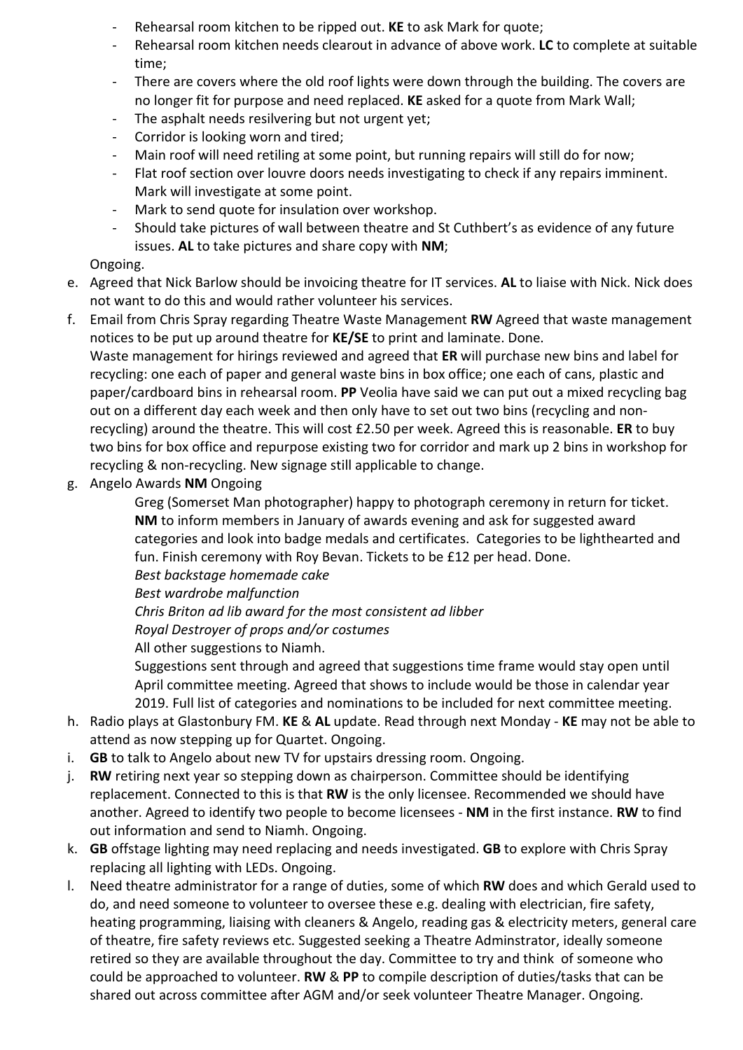- Rehearsal room kitchen to be ripped out. **KE** to ask Mark for quote;
- Rehearsal room kitchen needs clearout in advance of above work. **LC** to complete at suitable time;
- There are covers where the old roof lights were down through the building. The covers are no longer fit for purpose and need replaced. **KE** asked for a quote from Mark Wall;
- The asphalt needs resilvering but not urgent yet;
- Corridor is looking worn and tired;
- Main roof will need retiling at some point, but running repairs will still do for now;
- Flat roof section over louvre doors needs investigating to check if any repairs imminent. Mark will investigate at some point.
- Mark to send quote for insulation over workshop.
- Should take pictures of wall between theatre and St Cuthbert's as evidence of any future issues. **AL** to take pictures and share copy with **NM**;

Ongoing.

e. Agreed that Nick Barlow should be invoicing theatre for IT services. **AL** to liaise with Nick. Nick does not want to do this and would rather volunteer his services.

f. Email from Chris Spray regarding Theatre Waste Management **RW** Agreed that waste management notices to be put up around theatre for **KE/SE** to print and laminate. Done.
Waste management for hirings reviewed and agreed that **ER** will purchase new bins and label for recycling: one each of paper and general waste bins in box office; one each of cans, plastic and paper/cardboard bins in rehearsal room. **PP** Veolia have said we can put out a mixed recycling bag out on a different day each week and then only have to set out two bins (recycling and non-recycling) around the theatre. This will cost £2.50 per week. Agreed this is reasonable. **ER** to buy two bins for box office and repurpose existing two for corridor and mark up 2 bins in workshop for recycling & non-recycling. New signage still applicable to change.

g. Angelo Awards **NM** Ongoing

  Greg (Somerset Man photographer) happy to photograph ceremony in return for ticket. **NM** to inform members in January of awards evening and ask for suggested award categories and look into badge medals and certificates. Categories to be lighthearted and fun. Finish ceremony with Roy Bevan. Tickets to be £12 per head. Done.
  *Best backstage homemade cake*
  *Best wardrobe malfunction*
  *Chris Briton ad lib award for the most consistent ad libber*
  *Royal Destroyer of props and/or costumes*
  All other suggestions to Niamh.
  Suggestions sent through and agreed that suggestions time frame would stay open until April committee meeting. Agreed that shows to include would be those in calendar year 2019. Full list of categories and nominations to be included for next committee meeting.

h. Radio plays at Glastonbury FM. **KE** & **AL** update. Read through next Monday - **KE** may not be able to attend as now stepping up for Quartet. Ongoing.

i. **GB** to talk to Angelo about new TV for upstairs dressing room. Ongoing.

j. **RW** retiring next year so stepping down as chairperson. Committee should be identifying replacement. Connected to this is that **RW** is the only licensee. Recommended we should have another. Agreed to identify two people to become licensees - **NM** in the first instance. **RW** to find out information and send to Niamh. Ongoing.

k. **GB** offstage lighting may need replacing and needs investigated. **GB** to explore with Chris Spray replacing all lighting with LEDs. Ongoing.

l. Need theatre administrator for a range of duties, some of which **RW** does and which Gerald used to do, and need someone to volunteer to oversee these e.g. dealing with electrician, fire safety, heating programming, liaising with cleaners & Angelo, reading gas & electricity meters, general care of theatre, fire safety reviews etc. Suggested seeking a Theatre Adminstrator, ideally someone retired so they are available throughout the day. Committee to try and think of someone who could be approached to volunteer. **RW** & **PP** to compile description of duties/tasks that can be shared out across committee after AGM and/or seek volunteer Theatre Manager. Ongoing.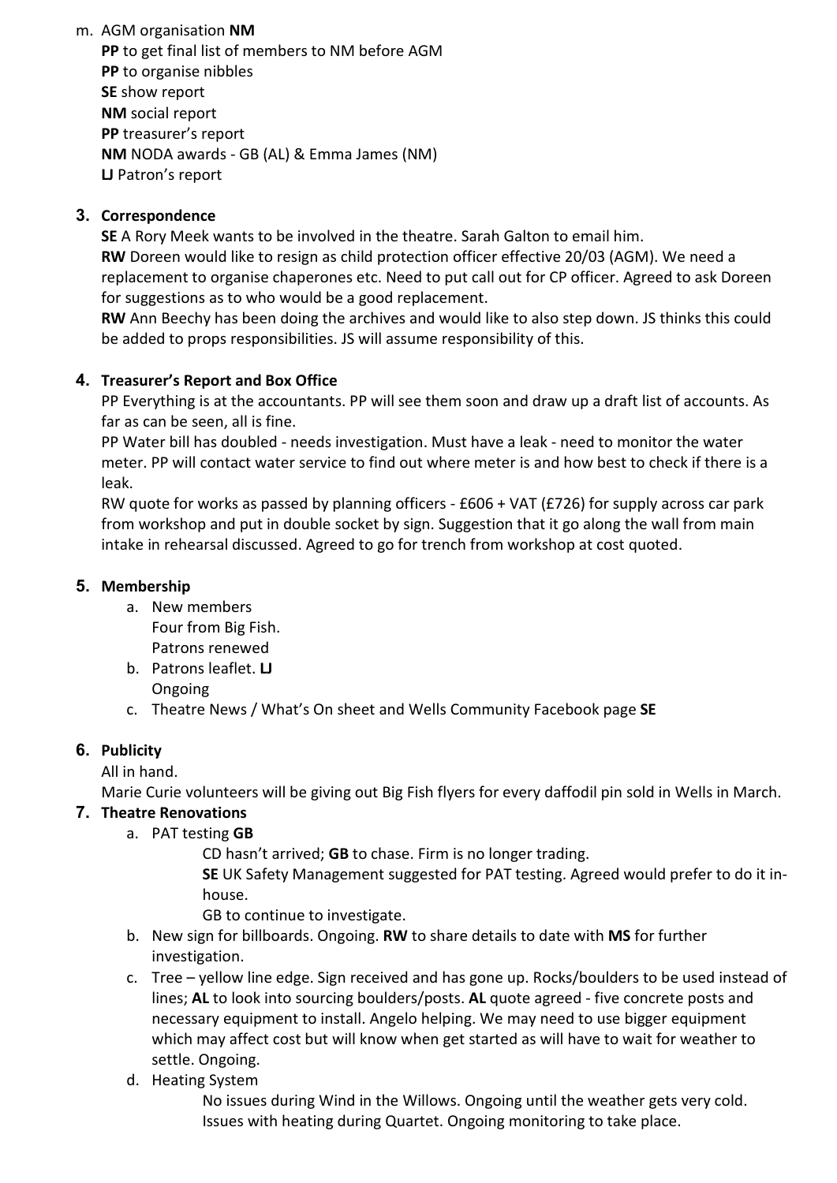m. AGM organisation **NM**
   **PP** to get final list of members to NM before AGM
   **PP** to organise nibbles
   **SE** show report
   **NM** social report
   **PP** treasurer's report
   **NM** NODA awards - GB (AL) & Emma James (NM)
   **LJ** Patron's report

## 3. Correspondence

**SE** A Rory Meek wants to be involved in the theatre. Sarah Galton to email him.
**RW** Doreen would like to resign as child protection officer effective 20/03 (AGM). We need a replacement to organise chaperones etc. Need to put call out for CP officer. Agreed to ask Doreen for suggestions as to who would be a good replacement.
**RW** Ann Beechy has been doing the archives and would like to also step down. JS thinks this could be added to props responsibilities. JS will assume responsibility of this.

## 4. Treasurer's Report and Box Office

PP Everything is at the accountants. PP will see them soon and draw up a draft list of accounts. As far as can be seen, all is fine.
PP Water bill has doubled - needs investigation. Must have a leak - need to monitor the water meter. PP will contact water service to find out where meter is and how best to check if there is a leak.
RW quote for works as passed by planning officers - £606 + VAT (£726) for supply across car park from workshop and put in double socket by sign. Suggestion that it go along the wall from main intake in rehearsal discussed. Agreed to go for trench from workshop at cost quoted.

## 5. Membership

a. New members
   Four from Big Fish.
   Patrons renewed
b. Patrons leaflet. **LJ**
   Ongoing
c. Theatre News / What's On sheet and Wells Community Facebook page **SE**

## 6. Publicity

All in hand.
Marie Curie volunteers will be giving out Big Fish flyers for every daffodil pin sold in Wells in March.

## 7. Theatre Renovations

a. PAT testing **GB**
   CD hasn't arrived; **GB** to chase. Firm is no longer trading.
   **SE** UK Safety Management suggested for PAT testing. Agreed would prefer to do it in-house.
   GB to continue to investigate.
b. New sign for billboards. Ongoing. **RW** to share details to date with **MS** for further investigation.
c. Tree – yellow line edge. Sign received and has gone up. Rocks/boulders to be used instead of lines; **AL** to look into sourcing boulders/posts. **AL** quote agreed - five concrete posts and necessary equipment to install. Angelo helping. We may need to use bigger equipment which may affect cost but will know when get started as will have to wait for weather to settle. Ongoing.
d. Heating System
   No issues during Wind in the Willows. Ongoing until the weather gets very cold.
   Issues with heating during Quartet. Ongoing monitoring to take place.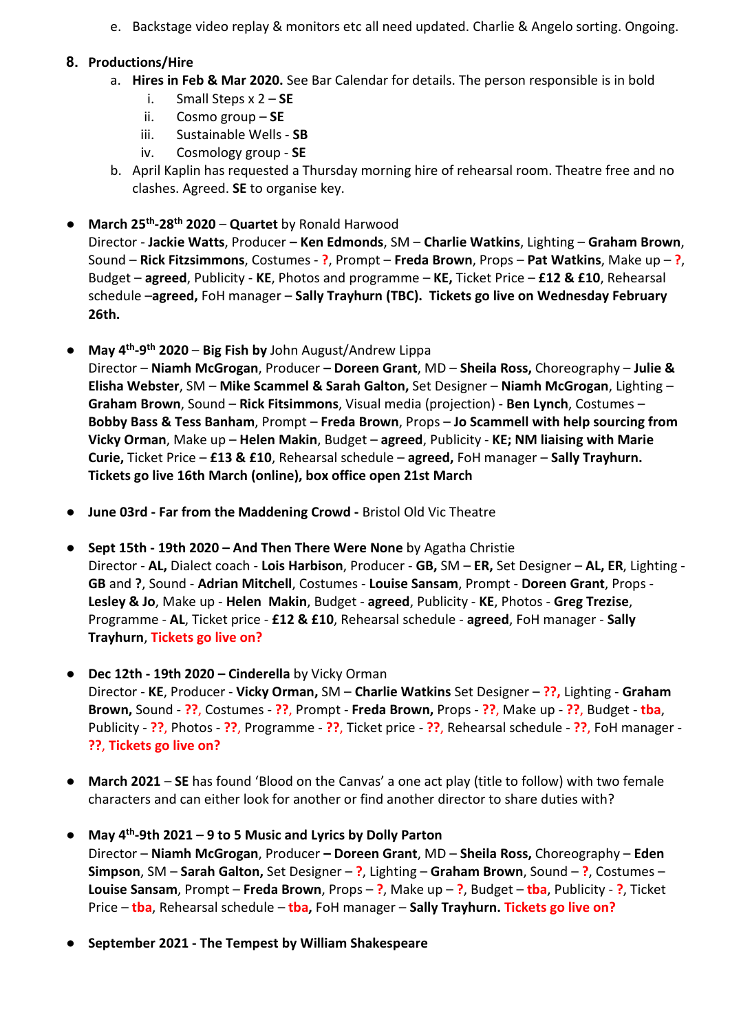e. Backstage video replay & monitors etc all need updated. Charlie & Angelo sorting. Ongoing.

8. **Productions/Hire**
    a. **Hires in Feb & Mar 2020.** See Bar Calendar for details. The person responsible is in bold
        i. Small Steps x 2 – **SE**
        ii. Cosmo group – **SE**
        iii. Sustainable Wells - **SB**
        iv. Cosmology group - **SE**
    b. April Kaplin has requested a Thursday morning hire of rehearsal room. Theatre free and no clashes. Agreed. **SE** to organise key.

- **March 25th-28th 2020** – **Quartet** by Ronald Harwood
  Director - **Jackie Watts**, Producer **– Ken Edmonds**, SM – **Charlie Watkins**, Lighting – **Graham Brown**, Sound – **Rick Fitzsimmons**, Costumes - **?**, Prompt – **Freda Brown**, Props – **Pat Watkins**, Make up – **?**, Budget – **agreed**, Publicity - **KE**, Photos and programme – **KE,** Ticket Price – **£12 & £10**, Rehearsal schedule –**agreed,** FoH manager – **Sally Trayhurn (TBC). Tickets go live on Wednesday February 26th.**

- **May 4th-9th 2020** – **Big Fish by** John August/Andrew Lippa
  Director – **Niamh McGrogan**, Producer **– Doreen Grant**, MD – **Sheila Ross,** Choreography – **Julie & Elisha Webster**, SM – **Mike Scammel & Sarah Galton,** Set Designer – **Niamh McGrogan**, Lighting – **Graham Brown**, Sound – **Rick Fitsimmons**, Visual media (projection) - **Ben Lynch**, Costumes – **Bobby Bass & Tess Banham**, Prompt – **Freda Brown**, Props – **Jo Scammell with help sourcing from Vicky Orman**, Make up – **Helen Makin**, Budget – **agreed**, Publicity - **KE; NM liaising with Marie Curie,** Ticket Price – **£13 & £10**, Rehearsal schedule – **agreed,** FoH manager – **Sally Trayhurn. Tickets go live 16th March (online), box office open 21st March**

- **June 03rd - Far from the Maddening Crowd -** Bristol Old Vic Theatre

- **Sept 15th - 19th 2020 – And Then There Were None** by Agatha Christie
  Director - **AL,** Dialect coach - **Lois Harbison**, Producer - **GB,** SM – **ER,** Set Designer – **AL, ER**, Lighting - **GB** and **?**, Sound - **Adrian Mitchell**, Costumes - **Louise Sansam**, Prompt - **Doreen Grant**, Props - **Lesley & Jo**, Make up - **Helen Makin**, Budget - **agreed**, Publicity - **KE**, Photos - **Greg Trezise**, Programme - **AL**, Ticket price - **£12 & £10**, Rehearsal schedule - **agreed**, FoH manager - **Sally Trayhurn**, **Tickets go live on?**

- **Dec 12th - 19th 2020 – Cinderella** by Vicky Orman
  Director - **KE**, Producer - **Vicky Orman,** SM – **Charlie Watkins** Set Designer – **??,** Lighting - **Graham Brown,** Sound - **??,** Costumes - **??,** Prompt - **Freda Brown,** Props - **??,** Make up - **??**, Budget - **tba**, Publicity - **??,** Photos - **??,** Programme - **??,** Ticket price - **??,** Rehearsal schedule - **??,** FoH manager - **??, Tickets go live on?**

- **March 2021** – **SE** has found 'Blood on the Canvas' a one act play (title to follow) with two female characters and can either look for another or find another director to share duties with?

- **May 4th-9th 2021 – 9 to 5 Music and Lyrics by Dolly Parton**
  Director – **Niamh McGrogan**, Producer **– Doreen Grant**, MD – **Sheila Ross,** Choreography – **Eden Simpson**, SM – **Sarah Galton,** Set Designer – **?**, Lighting – **Graham Brown**, Sound – **?**, Costumes – **Louise Sansam**, Prompt – **Freda Brown**, Props – **?**, Make up – **?**, Budget – **tba**, Publicity - **?**, Ticket Price – **tba**, Rehearsal schedule – **tba,** FoH manager – **Sally Trayhurn. Tickets go live on?**

- **September 2021 - The Tempest by William Shakespeare**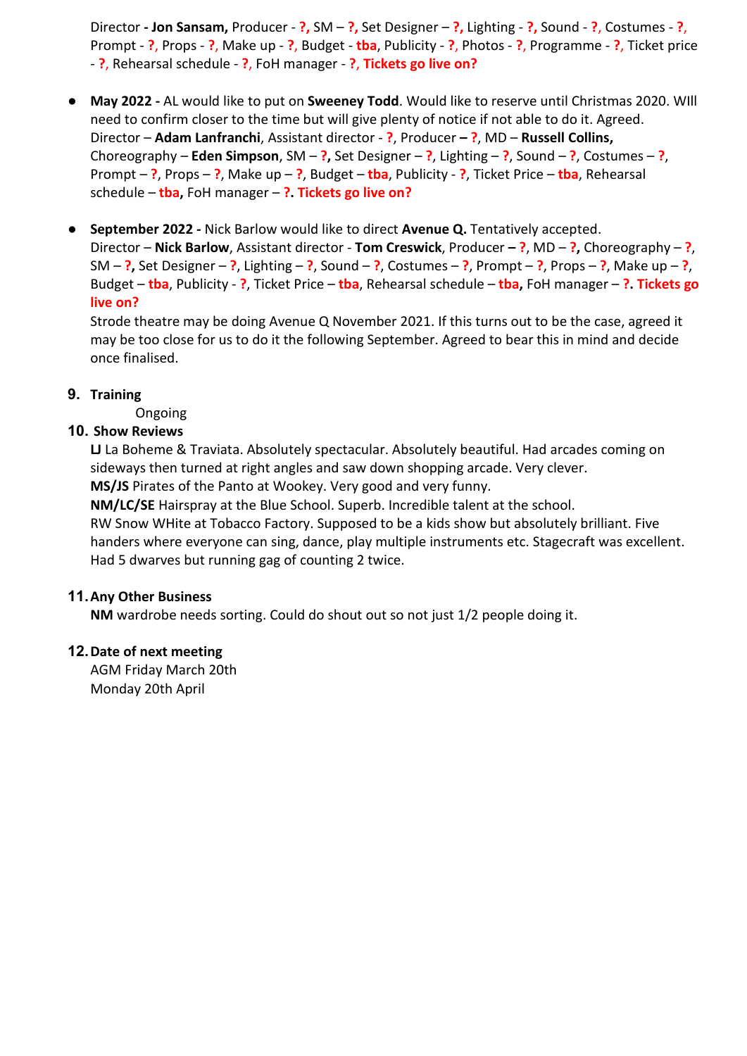Director **- Jon Sansam,** Producer - **?,** SM – **?,** Set Designer – **?,** Lighting - **?,** Sound - **?,** Costumes - **?,** Prompt - **?,** Props - **?,** Make up - **?,** Budget - **tba**, Publicity - **?,** Photos - **?,** Programme - **?,** Ticket price - **?,** Rehearsal schedule - **?,** FoH manager - **?,** **Tickets go live on?**

- **May 2022 -** AL would like to put on **Sweeney Todd**. Would like to reserve until Christmas 2020. WIll need to confirm closer to the time but will give plenty of notice if not able to do it. Agreed.
  Director – **Adam Lanfranchi**, Assistant director - **?**, Producer **– ?**, MD – **Russell Collins,** Choreography – **Eden Simpson**, SM – **?,** Set Designer – **?**, Lighting – **?**, Sound – **?**, Costumes – **?**, Prompt – **?**, Props – **?**, Make up – **?**, Budget – **tba**, Publicity - **?**, Ticket Price – **tba**, Rehearsal schedule – **tba,** FoH manager – **?. Tickets go live on?**

- **September 2022 -** Nick Barlow would like to direct **Avenue Q.** Tentatively accepted.
  Director – **Nick Barlow**, Assistant director - **Tom Creswick**, Producer – **?**, MD – **?,** Choreography – **?**, SM – **?,** Set Designer – **?**, Lighting – **?**, Sound – **?**, Costumes – **?**, Prompt – **?**, Props – **?**, Make up – **?**, Budget – **tba**, Publicity - **?**, Ticket Price – **tba**, Rehearsal schedule – **tba**, FoH manager – **?. Tickets go live on?**
  Strode theatre may be doing Avenue Q November 2021. If this turns out to be the case, agreed it may be too close for us to do it the following September. Agreed to bear this in mind and decide once finalised.

## 9. Training

Ongoing

## 10. Show Reviews

**LJ** La Boheme & Traviata. Absolutely spectacular. Absolutely beautiful. Had arcades coming on sideways then turned at right angles and saw down shopping arcade. Very clever.
**MS/JS** Pirates of the Panto at Wookey. Very good and very funny.
**NM/LC/SE** Hairspray at the Blue School. Superb. Incredible talent at the school.
RW Snow WHite at Tobacco Factory. Supposed to be a kids show but absolutely brilliant. Five handers where everyone can sing, dance, play multiple instruments etc. Stagecraft was excellent. Had 5 dwarves but running gag of counting 2 twice.

## 11. Any Other Business

**NM** wardrobe needs sorting. Could do shout out so not just 1/2 people doing it.

## 12. Date of next meeting

AGM Friday March 20th
Monday 20th April